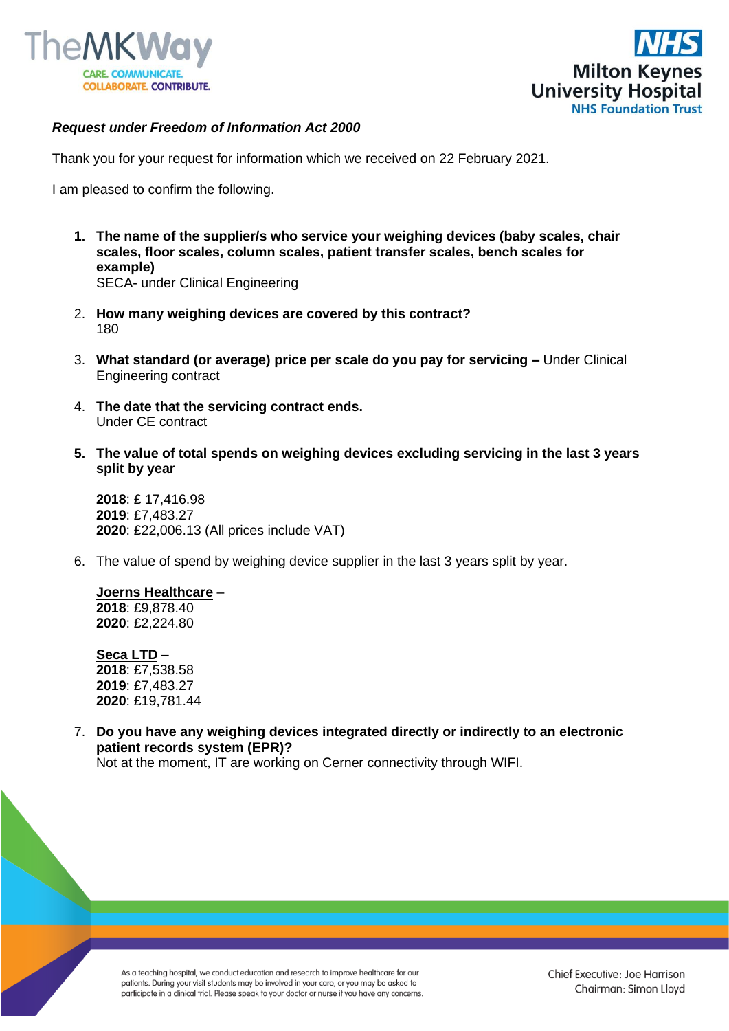*Request under Freedom of Information Act 2000*

Thank you for your request for information which we received on 22 February 2021.

I am pleased to confirm the following.

1. **The name of the supplier/s who service your weighing devices (baby scales, chair scales, floor scales, column scales, patient transfer scales, bench scales for example)**
   SECA- under Clinical Engineering

2. **How many weighing devices are covered by this contract?**
   180

3. **What standard (or average) price per scale do you pay for servicing –** Under Clinical Engineering contract

4. **The date that the servicing contract ends.**
   Under CE contract

5. **The value of total spends on weighing devices excluding servicing in the last 3 years split by year**

   **2018**: £ 17,416.98
   **2019**: £7,483.27
   **2020**: £22,006.13 (All prices include VAT)

6. The value of spend by weighing device supplier in the last 3 years split by year.

   **Joerns Healthcare** –
   **2018**: £9,878.40
   **2020**: £2,224.80

   **Seca LTD –**
   **2018**: £7,538.58
   **2019**: £7,483.27
   **2020**: £19,781.44

7. **Do you have any weighing devices integrated directly or indirectly to an electronic patient records system (EPR)?**
   Not at the moment, IT are working on Cerner connectivity through WIFI.

As a teaching hospital, we conduct education and research to improve healthcare for our patients. During your visit students may be involved in your care, or you may be asked to participate in a clinical trial. Please speak to your doctor or nurse if you have any concerns.

Chief Executive: Joe Harrison
Chairman: Simon Lloyd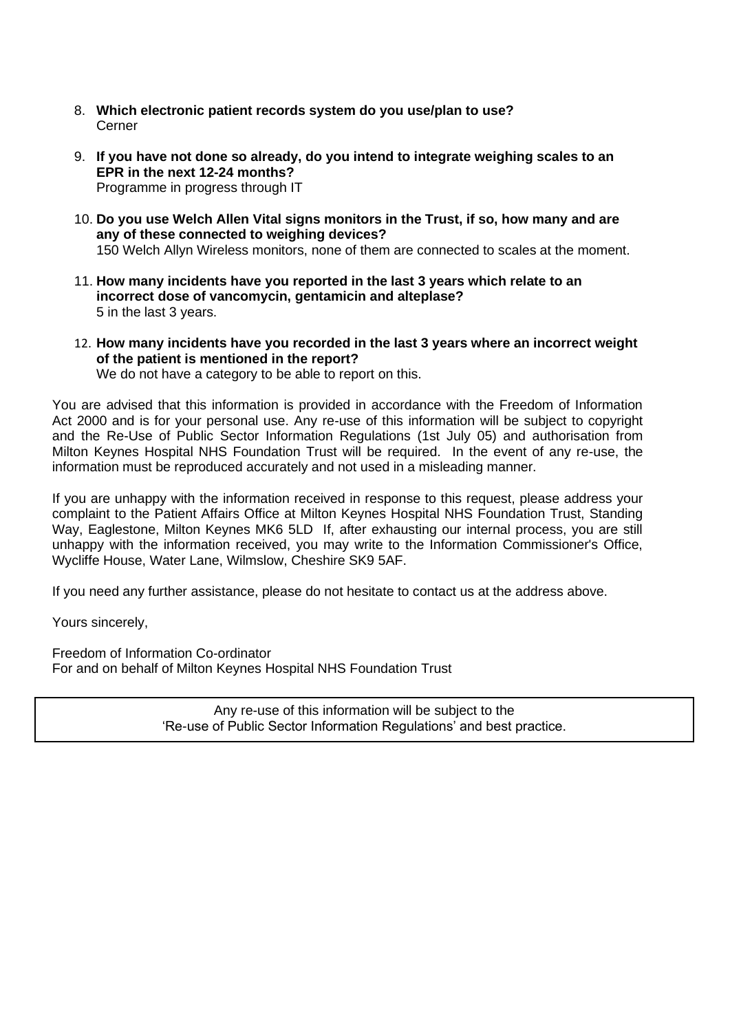8. **Which electronic patient records system do you use/plan to use?**
   Cerner

9. **If you have not done so already, do you intend to integrate weighing scales to an EPR in the next 12-24 months?**
   Programme in progress through IT

10. **Do you use Welch Allen Vital signs monitors in the Trust, if so, how many and are any of these connected to weighing devices?**
    150 Welch Allyn Wireless monitors, none of them are connected to scales at the moment.

11. **How many incidents have you reported in the last 3 years which relate to an incorrect dose of vancomycin, gentamicin and alteplase?**
    5 in the last 3 years.

12. **How many incidents have you recorded in the last 3 years where an incorrect weight of the patient is mentioned in the report?**
    We do not have a category to be able to report on this.

You are advised that this information is provided in accordance with the Freedom of Information Act 2000 and is for your personal use. Any re-use of this information will be subject to copyright and the Re-Use of Public Sector Information Regulations (1st July 05) and authorisation from Milton Keynes Hospital NHS Foundation Trust will be required. In the event of any re-use, the information must be reproduced accurately and not used in a misleading manner.

If you are unhappy with the information received in response to this request, please address your complaint to the Patient Affairs Office at Milton Keynes Hospital NHS Foundation Trust, Standing Way, Eaglestone, Milton Keynes MK6 5LD If, after exhausting our internal process, you are still unhappy with the information received, you may write to the Information Commissioner's Office, Wycliffe House, Water Lane, Wilmslow, Cheshire SK9 5AF.

If you need any further assistance, please do not hesitate to contact us at the address above.

Yours sincerely,

Freedom of Information Co-ordinator
For and on behalf of Milton Keynes Hospital NHS Foundation Trust

Any re-use of this information will be subject to the
'Re-use of Public Sector Information Regulations' and best practice.